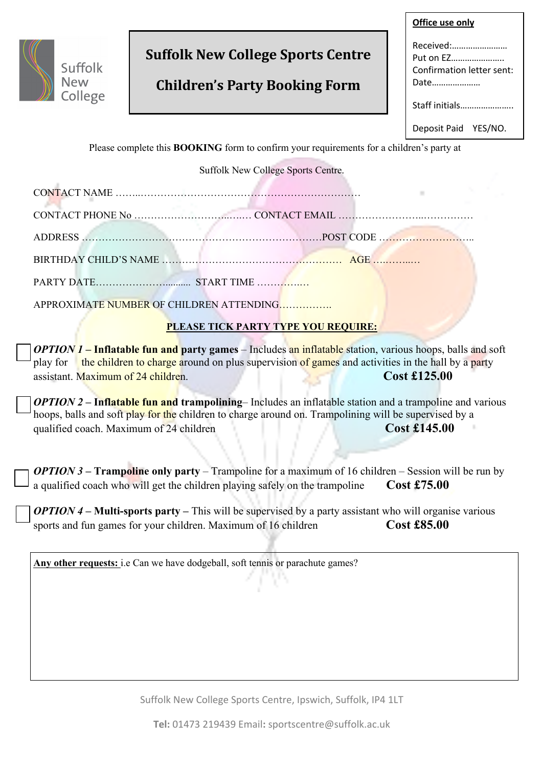Suffolk New College

# Suffolk New College Sports Centre

# Children's Party Booking Form

**Office use only**

Received:……………………
Put on EZ…………………..
Confirmation letter sent:
Date…………………

Staff initials…………………..

Deposit Paid YES/NO.

Please complete this **BOOKING** form to confirm your requirements for a children's party at Suffolk New College Sports Centre.

CONTACT NAME ……..……………………………………………………………

CONTACT PHONE No ……………………….…… CONTACT EMAIL ……………………..……………

ADDRESS ………………………………………………………………POST CODE ………………………..

BIRTHDAY CHILD'S NAME ……………………………………………… AGE …………..…

PARTY DATE………………….......... START TIME …………….…

APPROXIMATE NUMBER OF CHILDREN ATTENDING…………….

**PLEASE TICK PARTY TYPE YOU REQUIRE:**

☐ ***OPTION 1* – Inflatable fun and party games** – Includes an inflatable station, various hoops, balls and soft play for the children to charge around on plus supervision of games and activities in the hall by a party assistant. Maximum of 24 children. **Cost £125.00**

☐ ***OPTION 2* – Inflatable fun and trampolining**– Includes an inflatable station and a trampoline and various hoops, balls and soft play for the children to charge around on. Trampolining will be supervised by a qualified coach. Maximum of 24 children **Cost £145.00**

☐ ***OPTION 3* – Trampoline only party** – Trampoline for a maximum of 16 children – Session will be run by a qualified coach who will get the children playing safely on the trampoline **Cost £75.00**

☐ ***OPTION 4* – Multi-sports party –** This will be supervised by a party assistant who will organise various sports and fun games for your children. Maximum of 16 children **Cost £85.00**

**Any other requests:** i.e Can we have dodgeball, soft tennis or parachute games?

Suffolk New College Sports Centre, Ipswich, Suffolk, IP4 1LT

**Tel:** 01473 219439 Email**:** sportscentre@suffolk.ac.uk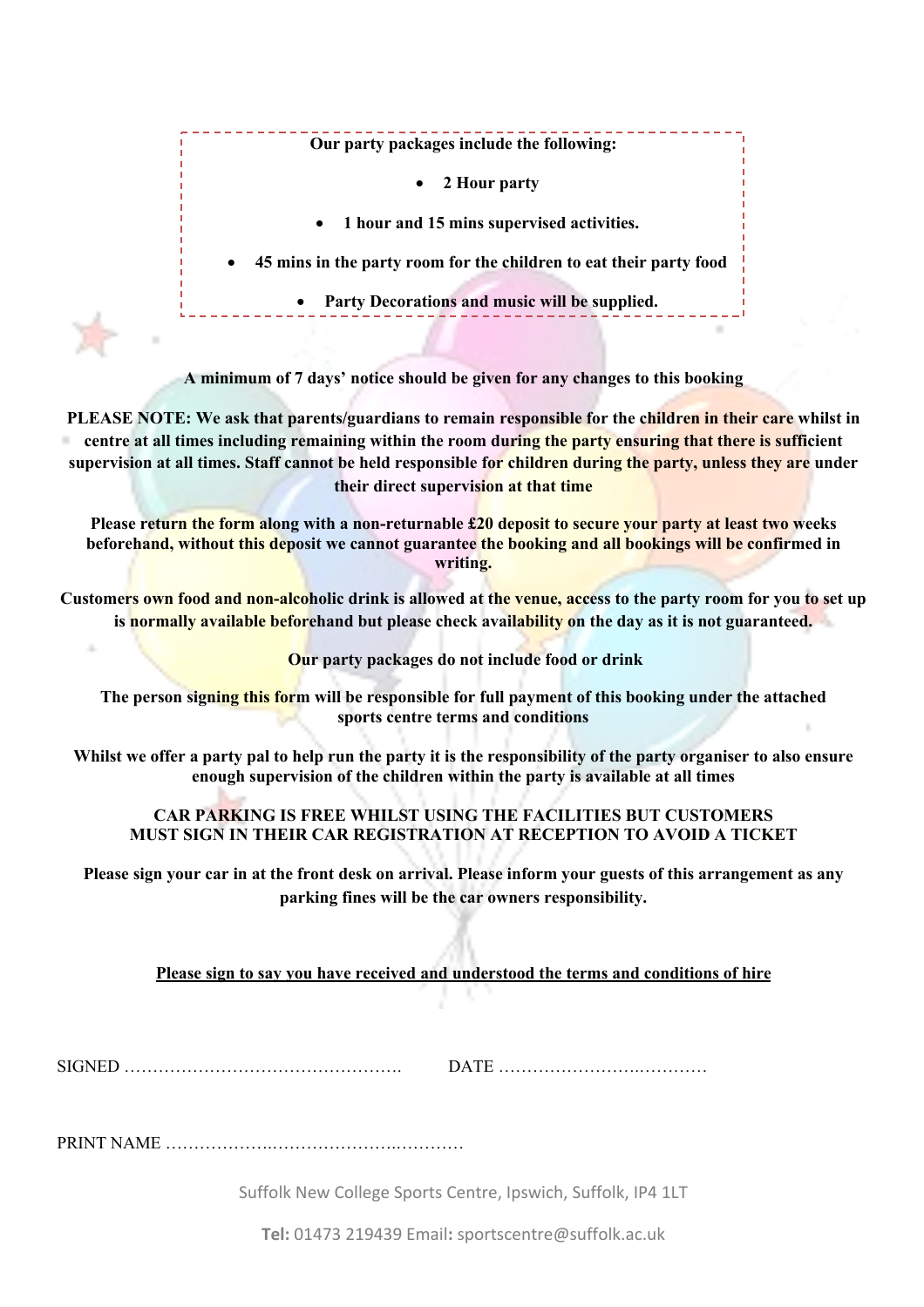**Our party packages include the following:**

- **2 Hour party**
- **1 hour and 15 mins supervised activities.**
- **45 mins in the party room for the children to eat their party food**
- **Party Decorations and music will be supplied.**

**A minimum of 7 days' notice should be given for any changes to this booking**

**PLEASE NOTE: We ask that parents/guardians to remain responsible for the children in their care whilst in centre at all times including remaining within the room during the party ensuring that there is sufficient supervision at all times. Staff cannot be held responsible for children during the party, unless they are under their direct supervision at that time**

**Please return the form along with a non-returnable £20 deposit to secure your party at least two weeks beforehand, without this deposit we cannot guarantee the booking and all bookings will be confirmed in writing.**

**Customers own food and non-alcoholic drink is allowed at the venue, access to the party room for you to set up is normally available beforehand but please check availability on the day as it is not guaranteed.**

**Our party packages do not include food or drink**

**The person signing this form will be responsible for full payment of this booking under the attached sports centre terms and conditions**

**Whilst we offer a party pal to help run the party it is the responsibility of the party organiser to also ensure enough supervision of the children within the party is available at all times**

**CAR PARKING IS FREE WHILST USING THE FACILITIES BUT CUSTOMERS MUST SIGN IN THEIR CAR REGISTRATION AT RECEPTION TO AVOID A TICKET**

**Please sign your car in at the front desk on arrival. Please inform your guests of this arrangement as any parking fines will be the car owners responsibility.**

**<u>Please sign to say you have received and understood the terms and conditions of hire</u>**

SIGNED …………………………………………. DATE ………………………..…………

PRINT NAME ………………..……………………..…………

Suffolk New College Sports Centre, Ipswich, Suffolk, IP4 1LT

**Tel:** 01473 219439 Email**:** sportscentre@suffolk.ac.uk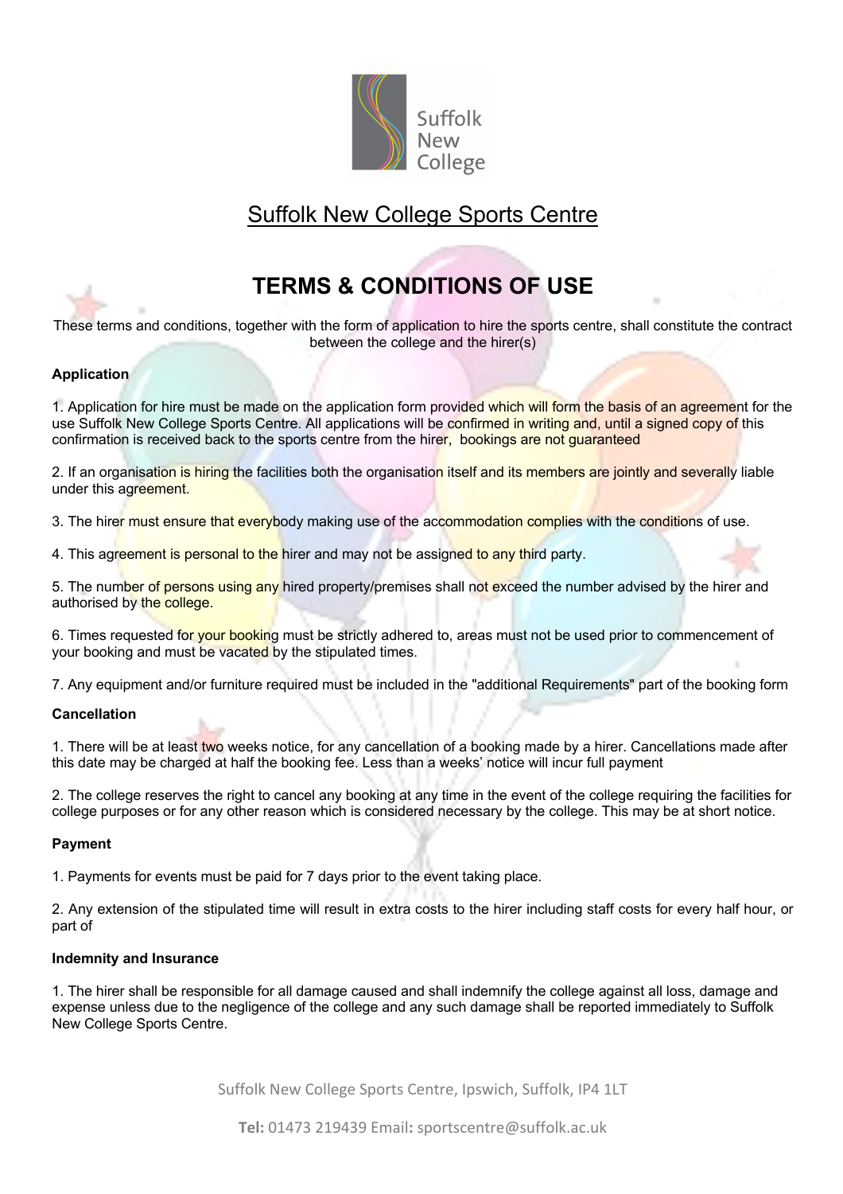## Suffolk New College Sports Centre

# TERMS & CONDITIONS OF USE

These terms and conditions, together with the form of application to hire the sports centre, shall constitute the contract between the college and the hirer(s)

**Application**

1. Application for hire must be made on the application form provided which will form the basis of an agreement for the use Suffolk New College Sports Centre. All applications will be confirmed in writing and, until a signed copy of this confirmation is received back to the sports centre from the hirer, bookings are not guaranteed

2. If an organisation is hiring the facilities both the organisation itself and its members are jointly and severally liable under this agreement.

3. The hirer must ensure that everybody making use of the accommodation complies with the conditions of use.

4. This agreement is personal to the hirer and may not be assigned to any third party.

5. The number of persons using any hired property/premises shall not exceed the number advised by the hirer and authorised by the college.

6. Times requested for your booking must be strictly adhered to, areas must not be used prior to commencement of your booking and must be vacated by the stipulated times.

7. Any equipment and/or furniture required must be included in the "additional Requirements" part of the booking form

**Cancellation**

1. There will be at least two weeks notice, for any cancellation of a booking made by a hirer. Cancellations made after this date may be charged at half the booking fee. Less than a weeks' notice will incur full payment

2. The college reserves the right to cancel any booking at any time in the event of the college requiring the facilities for college purposes or for any other reason which is considered necessary by the college. This may be at short notice.

**Payment**

1. Payments for events must be paid for 7 days prior to the event taking place.

2. Any extension of the stipulated time will result in extra costs to the hirer including staff costs for every half hour, or part of

**Indemnity and Insurance**

1. The hirer shall be responsible for all damage caused and shall indemnify the college against all loss, damage and expense unless due to the negligence of the college and any such damage shall be reported immediately to Suffolk New College Sports Centre.

Suffolk New College Sports Centre, Ipswich, Suffolk, IP4 1LT

**Tel:** 01473 219439 Email**:** sportscentre@suffolk.ac.uk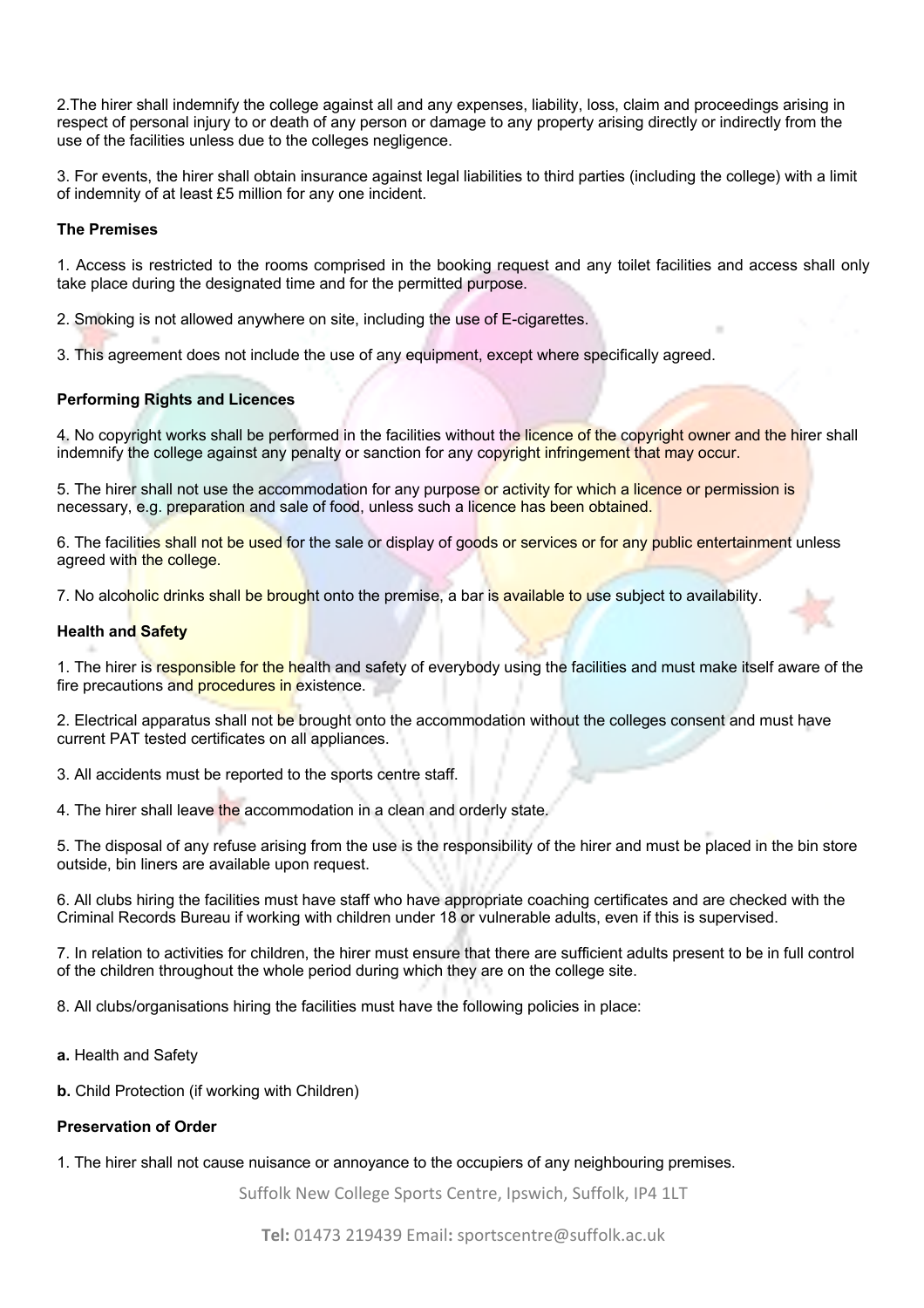2.The hirer shall indemnify the college against all and any expenses, liability, loss, claim and proceedings arising in respect of personal injury to or death of any person or damage to any property arising directly or indirectly from the use of the facilities unless due to the colleges negligence.

3. For events, the hirer shall obtain insurance against legal liabilities to third parties (including the college) with a limit of indemnity of at least £5 million for any one incident.

**The Premises**

1. Access is restricted to the rooms comprised in the booking request and any toilet facilities and access shall only take place during the designated time and for the permitted purpose.

2. Smoking is not allowed anywhere on site, including the use of E-cigarettes.

3. This agreement does not include the use of any equipment, except where specifically agreed.

**Performing Rights and Licences**

4. No copyright works shall be performed in the facilities without the licence of the copyright owner and the hirer shall indemnify the college against any penalty or sanction for any copyright infringement that may occur.

5. The hirer shall not use the accommodation for any purpose or activity for which a licence or permission is necessary, e.g. preparation and sale of food, unless such a licence has been obtained.

6. The facilities shall not be used for the sale or display of goods or services or for any public entertainment unless agreed with the college.

7. No alcoholic drinks shall be brought onto the premise, a bar is available to use subject to availability.

**Health and Safety**

1. The hirer is responsible for the health and safety of everybody using the facilities and must make itself aware of the fire precautions and procedures in existence.

2. Electrical apparatus shall not be brought onto the accommodation without the colleges consent and must have current PAT tested certificates on all appliances.

3. All accidents must be reported to the sports centre staff.

4. The hirer shall leave the accommodation in a clean and orderly state.

5. The disposal of any refuse arising from the use is the responsibility of the hirer and must be placed in the bin store outside, bin liners are available upon request.

6. All clubs hiring the facilities must have staff who have appropriate coaching certificates and are checked with the Criminal Records Bureau if working with children under 18 or vulnerable adults, even if this is supervised.

7. In relation to activities for children, the hirer must ensure that there are sufficient adults present to be in full control of the children throughout the whole period during which they are on the college site.

8. All clubs/organisations hiring the facilities must have the following policies in place:

**a.** Health and Safety

**b.** Child Protection (if working with Children)

**Preservation of Order**

1. The hirer shall not cause nuisance or annoyance to the occupiers of any neighbouring premises.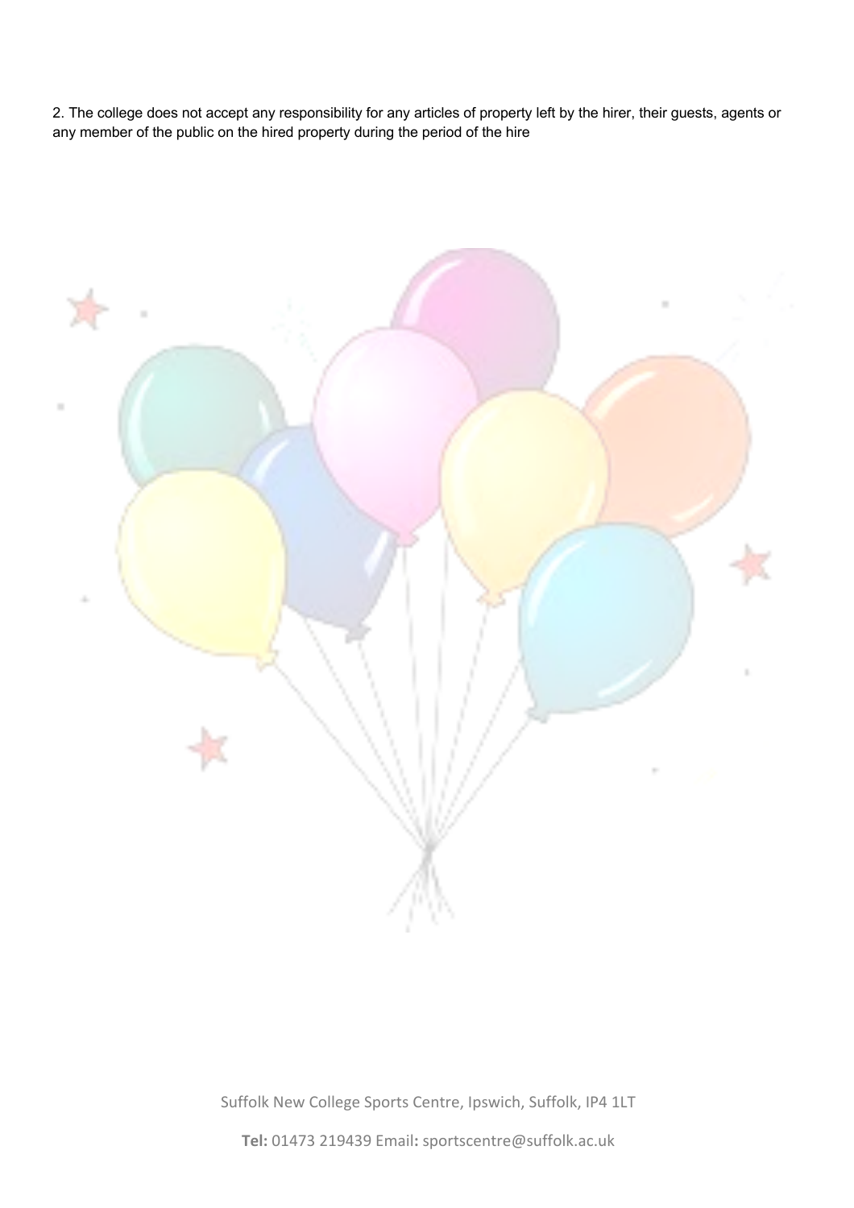2. The college does not accept any responsibility for any articles of property left by the hirer, their guests, agents or any member of the public on the hired property during the period of the hire

Suffolk New College Sports Centre, Ipswich, Suffolk, IP4 1LT

**Tel:** 01473 219439 Email**:** sportscentre@suffolk.ac.uk